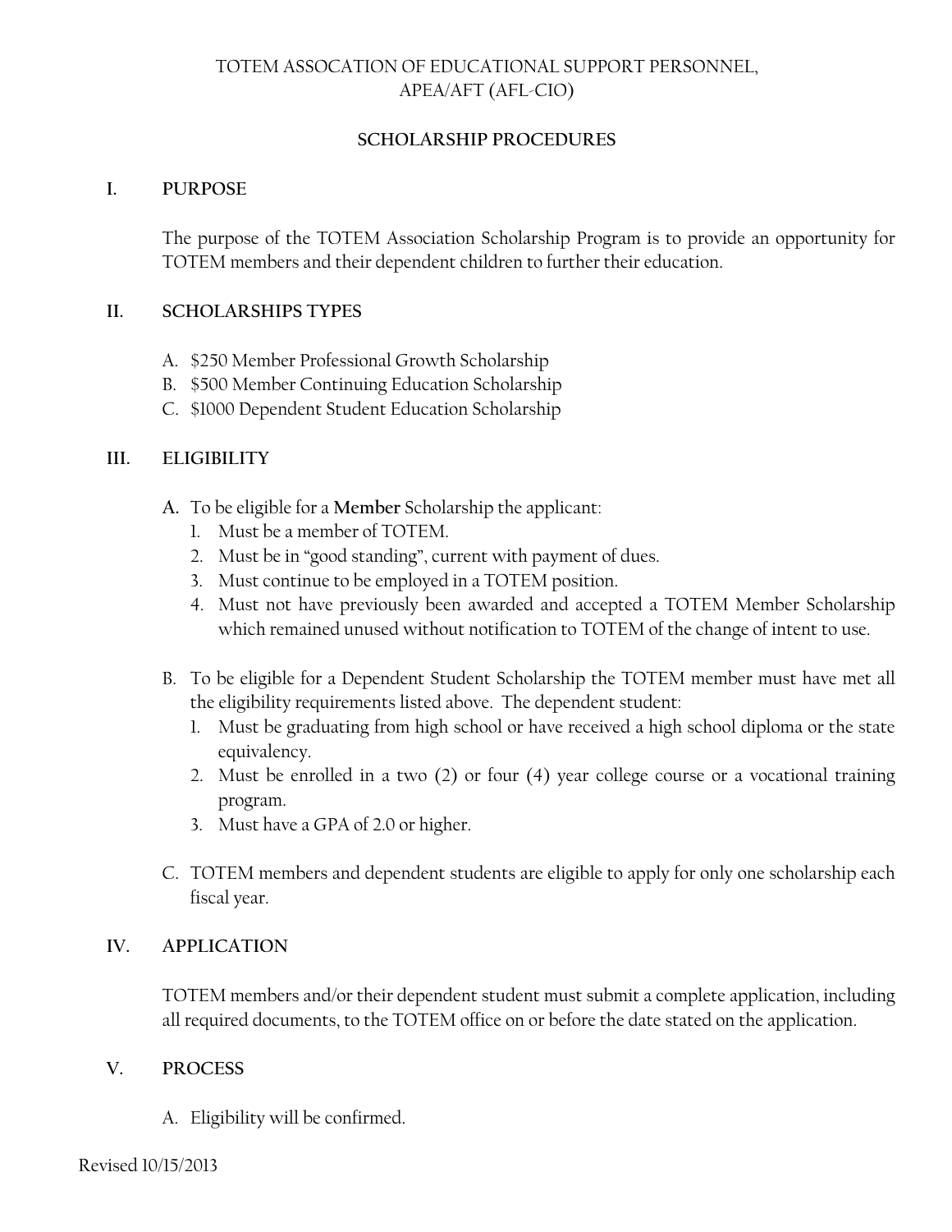# TOTEM ASSOCATION OF EDUCATIONAL SUPPORT PERSONNEL, APEA/AFT (AFL-CIO)

## SCHOLARSHIP PROCEDURES

### I. PURPOSE

The purpose of the TOTEM Association Scholarship Program is to provide an opportunity for TOTEM members and their dependent children to further their education.

### II. SCHOLARSHIPS TYPES

A. $250 Member Professional Growth Scholarship
B. $500 Member Continuing Education Scholarship
C. $1000 Dependent Student Education Scholarship

### III. ELIGIBILITY

**A.** To be eligible for a **Member** Scholarship the applicant:

1. Must be a member of TOTEM.
2. Must be in "good standing", current with payment of dues.
3. Must continue to be employed in a TOTEM position.
4. Must not have previously been awarded and accepted a TOTEM Member Scholarship which remained unused without notification to TOTEM of the change of intent to use.

B. To be eligible for a Dependent Student Scholarship the TOTEM member must have met all the eligibility requirements listed above. The dependent student:

1. Must be graduating from high school or have received a high school diploma or the state equivalency.
2. Must be enrolled in a two (2) or four (4) year college course or a vocational training program.
3. Must have a GPA of 2.0 or higher.

C. TOTEM members and dependent students are eligible to apply for only one scholarship each fiscal year.

### IV. APPLICATION

TOTEM members and/or their dependent student must submit a complete application, including all required documents, to the TOTEM office on or before the date stated on the application.

### V. PROCESS

A. Eligibility will be confirmed.

Revised 10/15/2013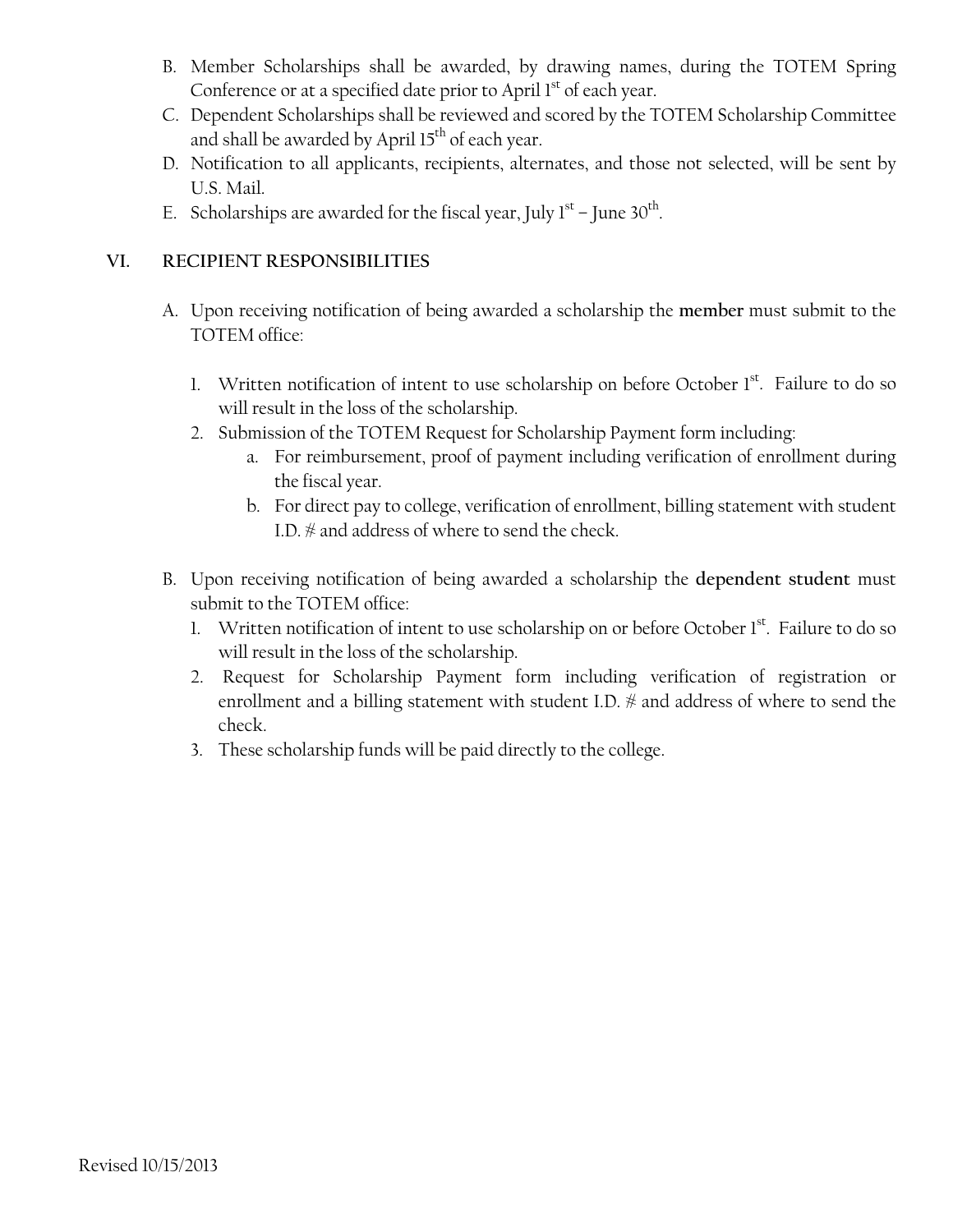B. Member Scholarships shall be awarded, by drawing names, during the TOTEM Spring Conference or at a specified date prior to April 1st of each year.

C. Dependent Scholarships shall be reviewed and scored by the TOTEM Scholarship Committee and shall be awarded by April 15th of each year.

D. Notification to all applicants, recipients, alternates, and those not selected, will be sent by U.S. Mail.

E. Scholarships are awarded for the fiscal year, July 1st – June 30th.

## VI. RECIPIENT RESPONSIBILITIES

A. Upon receiving notification of being awarded a scholarship the **member** must submit to the TOTEM office:

1. Written notification of intent to use scholarship on before October 1st. Failure to do so will result in the loss of the scholarship.
2. Submission of the TOTEM Request for Scholarship Payment form including:
   a. For reimbursement, proof of payment including verification of enrollment during the fiscal year.
   b. For direct pay to college, verification of enrollment, billing statement with student I.D. # and address of where to send the check.

B. Upon receiving notification of being awarded a scholarship the **dependent student** must submit to the TOTEM office:

1. Written notification of intent to use scholarship on or before October 1st. Failure to do so will result in the loss of the scholarship.
2. Request for Scholarship Payment form including verification of registration or enrollment and a billing statement with student I.D. # and address of where to send the check.
3. These scholarship funds will be paid directly to the college.

Revised 10/15/2013